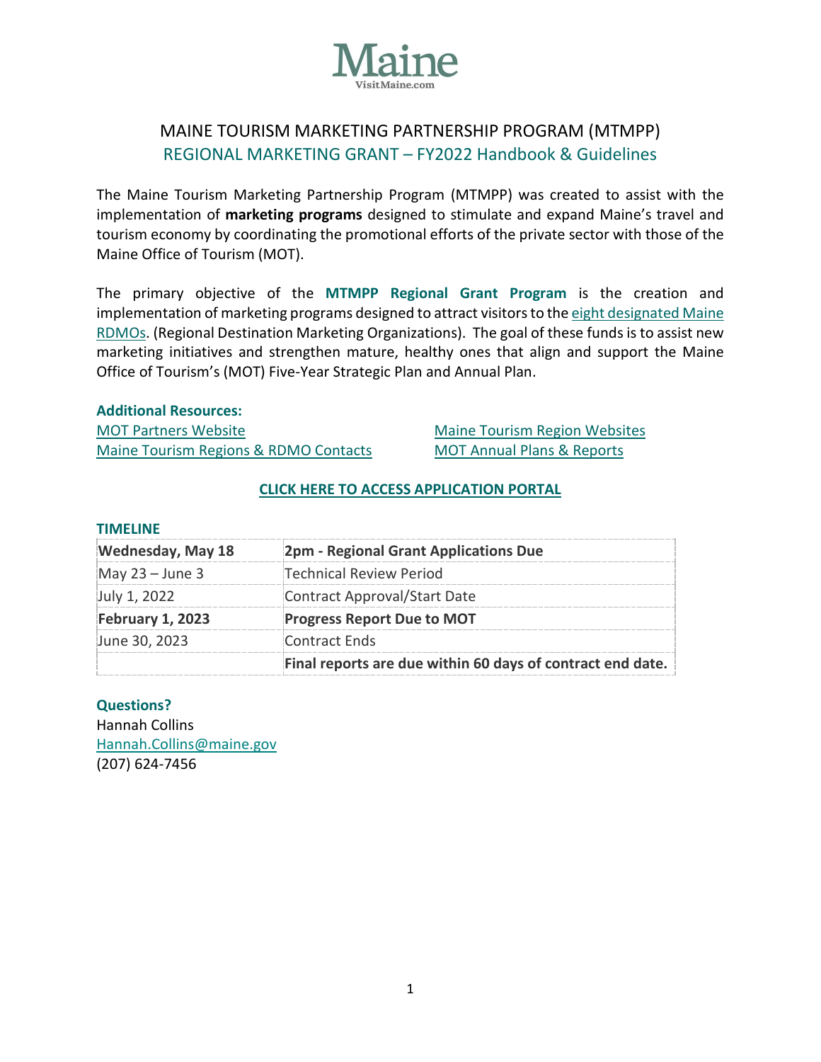Maine
VisitMaine.com

# MAINE TOURISM MARKETING PARTNERSHIP PROGRAM (MTMPP)

## REGIONAL MARKETING GRANT – FY2022 Handbook & Guidelines

The Maine Tourism Marketing Partnership Program (MTMPP) was created to assist with the implementation of **marketing programs** designed to stimulate and expand Maine's travel and tourism economy by coordinating the promotional efforts of the private sector with those of the Maine Office of Tourism (MOT).

The primary objective of the **MTMPP Regional Grant Program** is the creation and implementation of marketing programs designed to attract visitors to the eight designated Maine RDMOs. (Regional Destination Marketing Organizations). The goal of these funds is to assist new marketing initiatives and strengthen mature, healthy ones that align and support the Maine Office of Tourism's (MOT) Five-Year Strategic Plan and Annual Plan.

**Additional Resources:**

- MOT Partners Website
- Maine Tourism Regions & RDMO Contacts
- Maine Tourism Region Websites
- MOT Annual Plans & Reports

**CLICK HERE TO ACCESS APPLICATION PORTAL**

**TIMELINE**

| | |
|---|---|
| **Wednesday, May 18** | **2pm - Regional Grant Applications Due** |
| May 23 – June 3 | Technical Review Period |
| July 1, 2022 | Contract Approval/Start Date |
| **February 1, 2023** | **Progress Report Due to MOT** |
| June 30, 2023 | Contract Ends |
| | **Final reports are due within 60 days of contract end date.** |

**Questions?**

Hannah Collins
Hannah.Collins@maine.gov
(207) 624-7456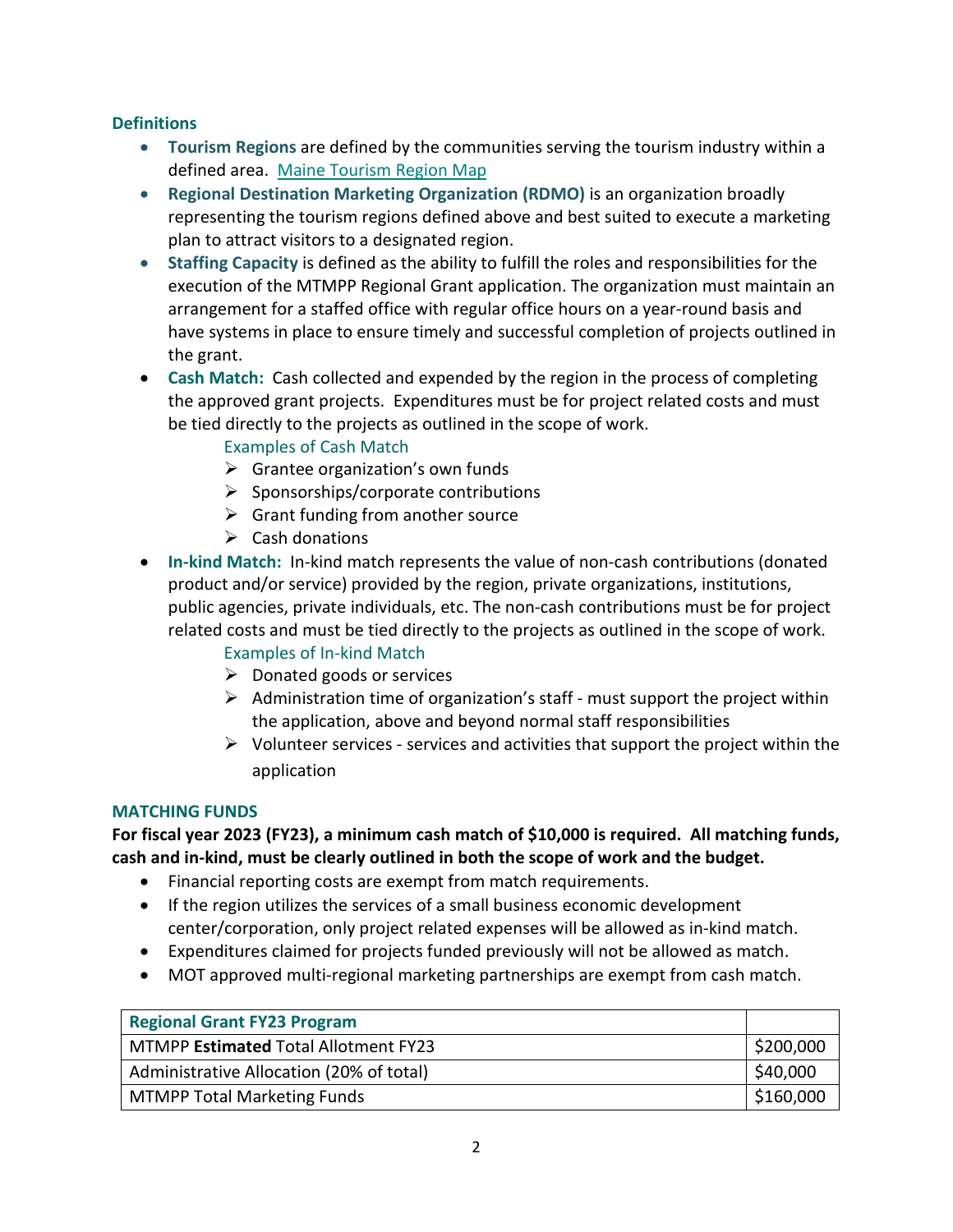## Definitions

- **Tourism Regions** are defined by the communities serving the tourism industry within a defined area. [Maine Tourism Region Map]
- **Regional Destination Marketing Organization (RDMO)** is an organization broadly representing the tourism regions defined above and best suited to execute a marketing plan to attract visitors to a designated region.
- **Staffing Capacity** is defined as the ability to fulfill the roles and responsibilities for the execution of the MTMPP Regional Grant application. The organization must maintain an arrangement for a staffed office with regular office hours on a year-round basis and have systems in place to ensure timely and successful completion of projects outlined in the grant.
- **Cash Match:** Cash collected and expended by the region in the process of completing the approved grant projects. Expenditures must be for project related costs and must be tied directly to the projects as outlined in the scope of work.

  Examples of Cash Match
  - Grantee organization's own funds
  - Sponsorships/corporate contributions
  - Grant funding from another source
  - Cash donations
- **In-kind Match:** In-kind match represents the value of non-cash contributions (donated product and/or service) provided by the region, private organizations, institutions, public agencies, private individuals, etc. The non-cash contributions must be for project related costs and must be tied directly to the projects as outlined in the scope of work.

  Examples of In-kind Match
  - Donated goods or services
  - Administration time of organization's staff - must support the project within the application, above and beyond normal staff responsibilities
  - Volunteer services - services and activities that support the project within the application

## MATCHING FUNDS

**For fiscal year 2023 (FY23), a minimum cash match of $10,000 is required. All matching funds, cash and in-kind, must be clearly outlined in both the scope of work and the budget.**

- Financial reporting costs are exempt from match requirements.
- If the region utilizes the services of a small business economic development center/corporation, only project related expenses will be allowed as in-kind match.
- Expenditures claimed for projects funded previously will not be allowed as match.
- MOT approved multi-regional marketing partnerships are exempt from cash match.

| **Regional Grant FY23 Program** | |
|---|---|
| MTMPP **Estimated** Total Allotment FY23 | $200,000 |
| Administrative Allocation (20% of total) | $40,000 |
| MTMPP Total Marketing Funds | $160,000 |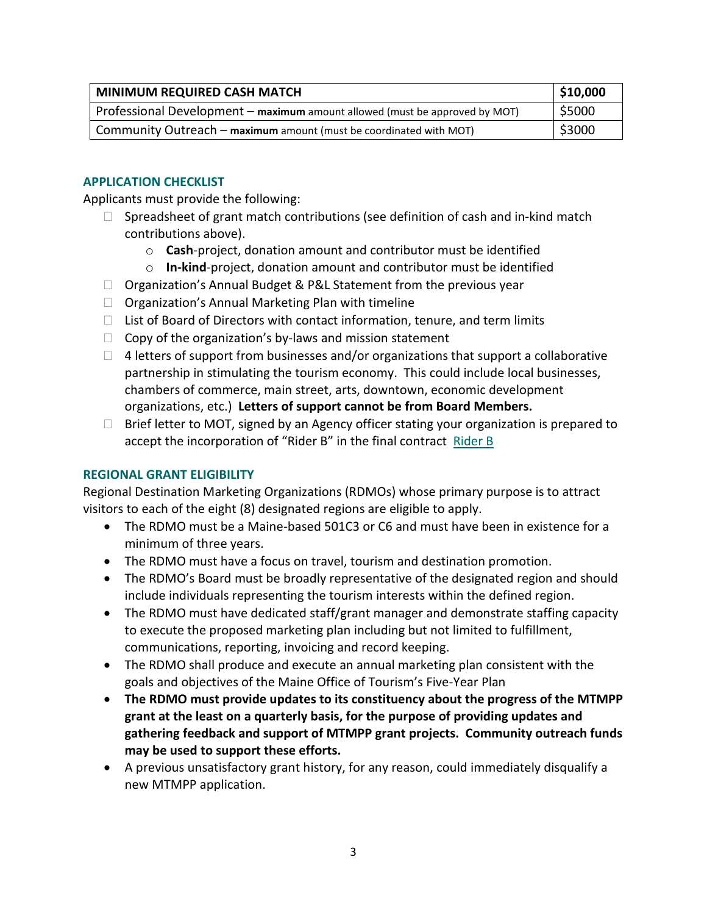| **MINIMUM REQUIRED CASH MATCH** | **$10,000** |
|---|---|
| Professional Development – **maximum** amount allowed (must be approved by MOT) | $5000 |
| Community Outreach – **maximum** amount (must be coordinated with MOT) | $3000 |

### APPLICATION CHECKLIST

Applicants must provide the following:

- ☐ Spreadsheet of grant match contributions (see definition of cash and in-kind match contributions above).
  - **Cash**-project, donation amount and contributor must be identified
  - **In-kind**-project, donation amount and contributor must be identified
- ☐ Organization's Annual Budget & P&L Statement from the previous year
- ☐ Organization's Annual Marketing Plan with timeline
- ☐ List of Board of Directors with contact information, tenure, and term limits
- ☐ Copy of the organization's by-laws and mission statement
- ☐ 4 letters of support from businesses and/or organizations that support a collaborative partnership in stimulating the tourism economy. This could include local businesses, chambers of commerce, main street, arts, downtown, economic development organizations, etc.) **Letters of support cannot be from Board Members.**
- ☐ Brief letter to MOT, signed by an Agency officer stating your organization is prepared to accept the incorporation of "Rider B" in the final contract Rider B

### REGIONAL GRANT ELIGIBILITY

Regional Destination Marketing Organizations (RDMOs) whose primary purpose is to attract visitors to each of the eight (8) designated regions are eligible to apply.

- The RDMO must be a Maine-based 501C3 or C6 and must have been in existence for a minimum of three years.
- The RDMO must have a focus on travel, tourism and destination promotion.
- The RDMO's Board must be broadly representative of the designated region and should include individuals representing the tourism interests within the defined region.
- The RDMO must have dedicated staff/grant manager and demonstrate staffing capacity to execute the proposed marketing plan including but not limited to fulfillment, communications, reporting, invoicing and record keeping.
- The RDMO shall produce and execute an annual marketing plan consistent with the goals and objectives of the Maine Office of Tourism's Five-Year Plan
- **The RDMO must provide updates to its constituency about the progress of the MTMPP grant at the least on a quarterly basis, for the purpose of providing updates and gathering feedback and support of MTMPP grant projects. Community outreach funds may be used to support these efforts.**
- A previous unsatisfactory grant history, for any reason, could immediately disqualify a new MTMPP application.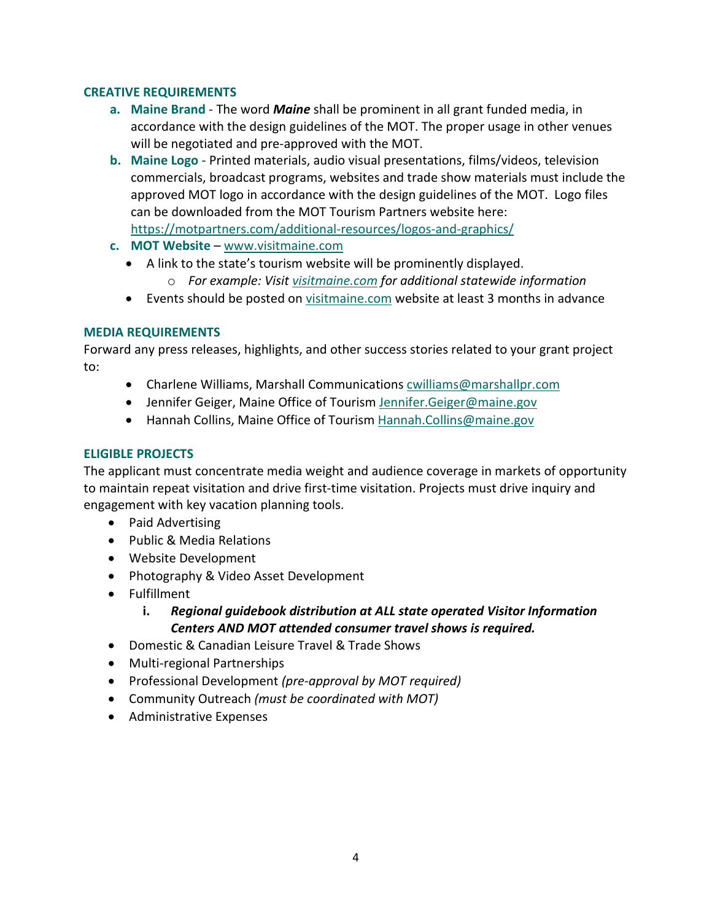## CREATIVE REQUIREMENTS

a. **Maine Brand** - The word ***Maine*** shall be prominent in all grant funded media, in accordance with the design guidelines of the MOT. The proper usage in other venues will be negotiated and pre-approved with the MOT.

b. **Maine Logo** - Printed materials, audio visual presentations, films/videos, television commercials, broadcast programs, websites and trade show materials must include the approved MOT logo in accordance with the design guidelines of the MOT. Logo files can be downloaded from the MOT Tourism Partners website here: https://motpartners.com/additional-resources/logos-and-graphics/

c. **MOT Website** – www.visitmaine.com
   - A link to the state's tourism website will be prominently displayed.
     - *For example: Visit visitmaine.com for additional statewide information*
   - Events should be posted on visitmaine.com website at least 3 months in advance

## MEDIA REQUIREMENTS

Forward any press releases, highlights, and other success stories related to your grant project to:

- Charlene Williams, Marshall Communications cwilliams@marshallpr.com
- Jennifer Geiger, Maine Office of Tourism Jennifer.Geiger@maine.gov
- Hannah Collins, Maine Office of Tourism Hannah.Collins@maine.gov

## ELIGIBLE PROJECTS

The applicant must concentrate media weight and audience coverage in markets of opportunity to maintain repeat visitation and drive first-time visitation. Projects must drive inquiry and engagement with key vacation planning tools.

- Paid Advertising
- Public & Media Relations
- Website Development
- Photography & Video Asset Development
- Fulfillment
  - i. ***Regional guidebook distribution at ALL state operated Visitor Information Centers AND MOT attended consumer travel shows is required.***
- Domestic & Canadian Leisure Travel & Trade Shows
- Multi-regional Partnerships
- Professional Development *(pre-approval by MOT required)*
- Community Outreach *(must be coordinated with MOT)*
- Administrative Expenses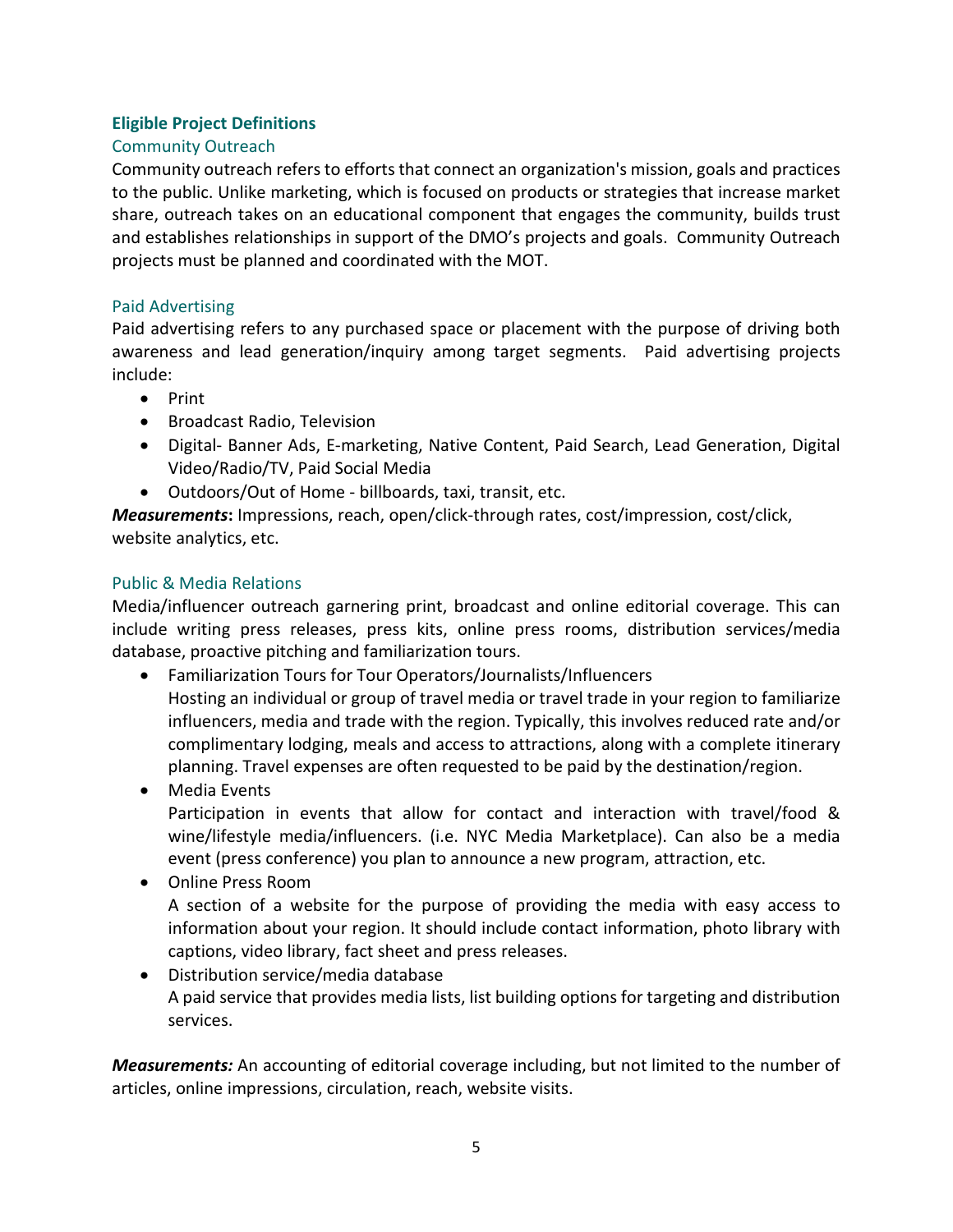## Eligible Project Definitions

### Community Outreach

Community outreach refers to efforts that connect an organization's mission, goals and practices to the public. Unlike marketing, which is focused on products or strategies that increase market share, outreach takes on an educational component that engages the community, builds trust and establishes relationships in support of the DMO's projects and goals. Community Outreach projects must be planned and coordinated with the MOT.

### Paid Advertising

Paid advertising refers to any purchased space or placement with the purpose of driving both awareness and lead generation/inquiry among target segments. Paid advertising projects include:

- Print
- Broadcast Radio, Television
- Digital- Banner Ads, E-marketing, Native Content, Paid Search, Lead Generation, Digital Video/Radio/TV, Paid Social Media
- Outdoors/Out of Home - billboards, taxi, transit, etc.

***Measurements*****:** Impressions, reach, open/click-through rates, cost/impression, cost/click, website analytics, etc.

### Public & Media Relations

Media/influencer outreach garnering print, broadcast and online editorial coverage. This can include writing press releases, press kits, online press rooms, distribution services/media database, proactive pitching and familiarization tours.

- Familiarization Tours for Tour Operators/Journalists/Influencers
  Hosting an individual or group of travel media or travel trade in your region to familiarize influencers, media and trade with the region. Typically, this involves reduced rate and/or complimentary lodging, meals and access to attractions, along with a complete itinerary planning. Travel expenses are often requested to be paid by the destination/region.
- Media Events
  Participation in events that allow for contact and interaction with travel/food & wine/lifestyle media/influencers. (i.e. NYC Media Marketplace). Can also be a media event (press conference) you plan to announce a new program, attraction, etc.
- Online Press Room
  A section of a website for the purpose of providing the media with easy access to information about your region. It should include contact information, photo library with captions, video library, fact sheet and press releases.
- Distribution service/media database
  A paid service that provides media lists, list building options for targeting and distribution services.

***Measurements:*** An accounting of editorial coverage including, but not limited to the number of articles, online impressions, circulation, reach, website visits.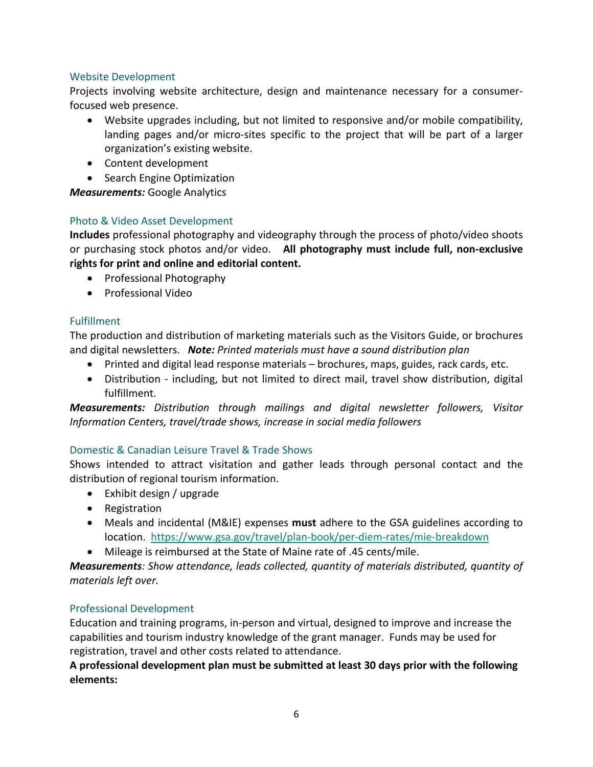### Website Development

Projects involving website architecture, design and maintenance necessary for a consumer-focused web presence.

- Website upgrades including, but not limited to responsive and/or mobile compatibility, landing pages and/or micro-sites specific to the project that will be part of a larger organization's existing website.
- Content development
- Search Engine Optimization

***Measurements:*** Google Analytics

### Photo & Video Asset Development

**Includes** professional photography and videography through the process of photo/video shoots or purchasing stock photos and/or video. **All photography must include full, non-exclusive rights for print and online and editorial content.**

- Professional Photography
- Professional Video

### Fulfillment

The production and distribution of marketing materials such as the Visitors Guide, or brochures and digital newsletters. ***Note:*** *Printed materials must have a sound distribution plan*

- Printed and digital lead response materials – brochures, maps, guides, rack cards, etc.
- Distribution - including, but not limited to direct mail, travel show distribution, digital fulfillment.

***Measurements:*** *Distribution through mailings and digital newsletter followers, Visitor Information Centers, travel/trade shows, increase in social media followers*

### Domestic & Canadian Leisure Travel & Trade Shows

Shows intended to attract visitation and gather leads through personal contact and the distribution of regional tourism information.

- Exhibit design / upgrade
- Registration
- Meals and incidental (M&IE) expenses **must** adhere to the GSA guidelines according to location. https://www.gsa.gov/travel/plan-book/per-diem-rates/mie-breakdown
- Mileage is reimbursed at the State of Maine rate of .45 cents/mile.

***Measurements****: Show attendance, leads collected, quantity of materials distributed, quantity of materials left over.*

### Professional Development

Education and training programs, in-person and virtual, designed to improve and increase the capabilities and tourism industry knowledge of the grant manager. Funds may be used for registration, travel and other costs related to attendance.

**A professional development plan must be submitted at least 30 days prior with the following elements:**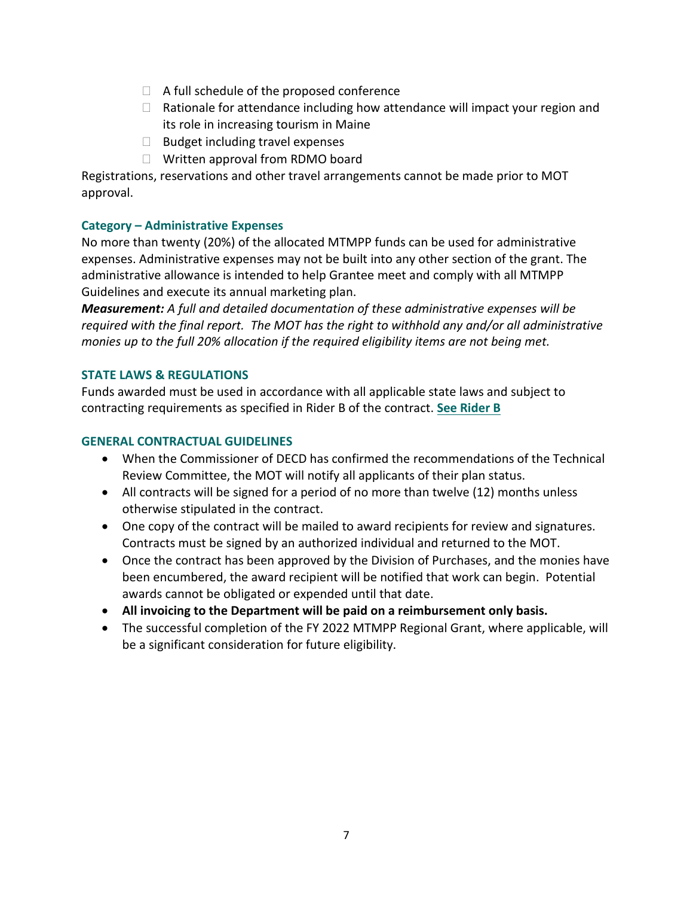- A full schedule of the proposed conference
- Rationale for attendance including how attendance will impact your region and its role in increasing tourism in Maine
- Budget including travel expenses
- Written approval from RDMO board

Registrations, reservations and other travel arrangements cannot be made prior to MOT approval.

### Category – Administrative Expenses

No more than twenty (20%) of the allocated MTMPP funds can be used for administrative expenses. Administrative expenses may not be built into any other section of the grant. The administrative allowance is intended to help Grantee meet and comply with all MTMPP Guidelines and execute its annual marketing plan.

***Measurement:*** *A full and detailed documentation of these administrative expenses will be required with the final report. The MOT has the right to withhold any and/or all administrative monies up to the full 20% allocation if the required eligibility items are not being met.*

### STATE LAWS & REGULATIONS

Funds awarded must be used in accordance with all applicable state laws and subject to contracting requirements as specified in Rider B of the contract. **See Rider B**

### GENERAL CONTRACTUAL GUIDELINES

- When the Commissioner of DECD has confirmed the recommendations of the Technical Review Committee, the MOT will notify all applicants of their plan status.
- All contracts will be signed for a period of no more than twelve (12) months unless otherwise stipulated in the contract.
- One copy of the contract will be mailed to award recipients for review and signatures. Contracts must be signed by an authorized individual and returned to the MOT.
- Once the contract has been approved by the Division of Purchases, and the monies have been encumbered, the award recipient will be notified that work can begin. Potential awards cannot be obligated or expended until that date.
- **All invoicing to the Department will be paid on a reimbursement only basis.**
- The successful completion of the FY 2022 MTMPP Regional Grant, where applicable, will be a significant consideration for future eligibility.